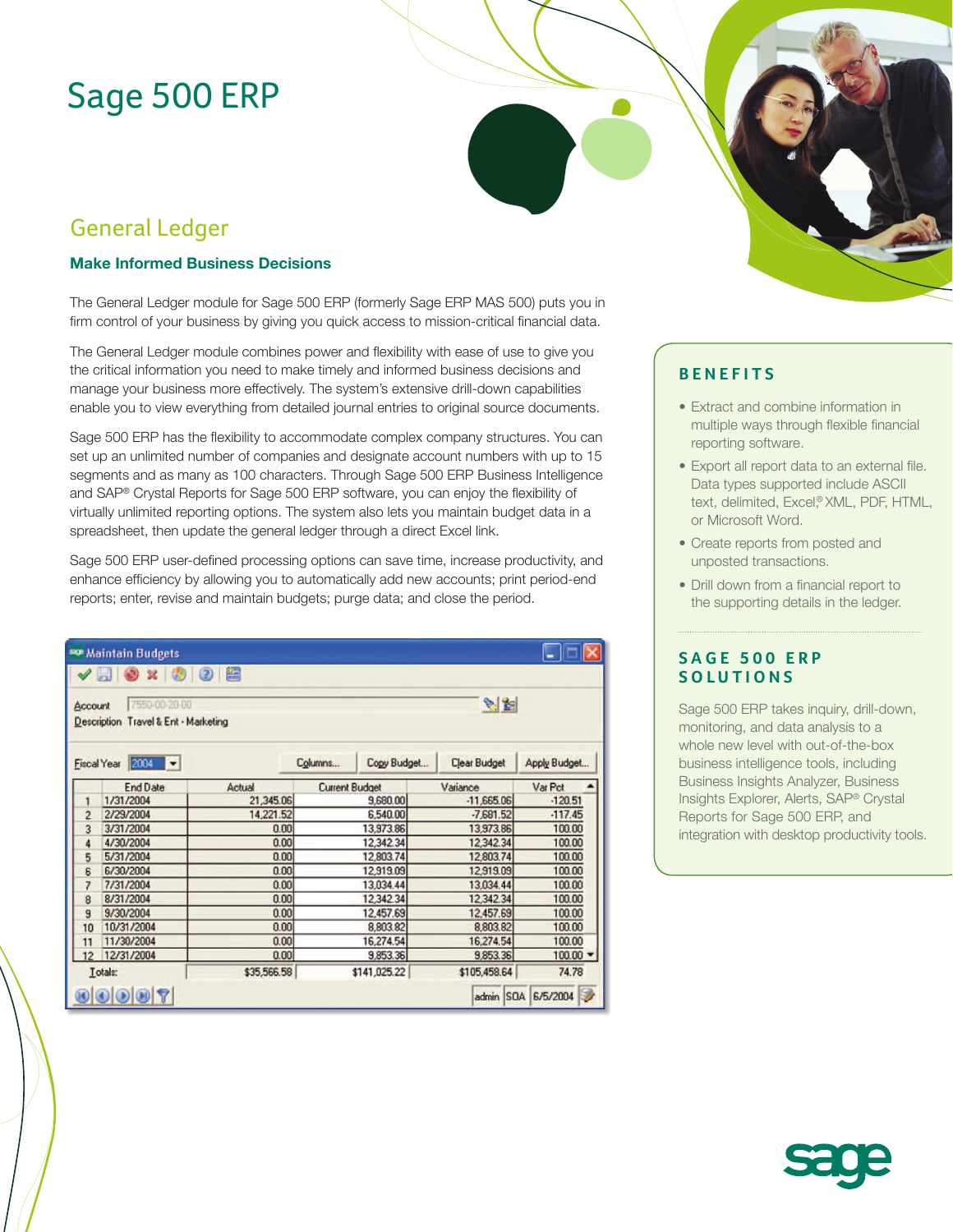# Sage 500 ERP

## General Ledger

### Make Informed Business Decisions

The General Ledger module for Sage 500 ERP (formerly Sage ERP MAS 500) puts you in firm control of your business by giving you quick access to mission-critical financial data.

The General Ledger module combines power and flexibility with ease of use to give you the critical information you need to make timely and informed business decisions and manage your business more effectively. The system's extensive drill-down capabilities enable you to view everything from detailed journal entries to original source documents.

Sage 500 ERP has the flexibility to accommodate complex company structures. You can set up an unlimited number of companies and designate account numbers with up to 15 segments and as many as 100 characters. Through Sage 500 ERP Business Intelligence and SAP® Crystal Reports for Sage 500 ERP software, you can enjoy the flexibility of virtually unlimited reporting options. The system also lets you maintain budget data in a spreadsheet, then update the general ledger through a direct Excel link.

Sage 500 ERP user-defined processing options can save time, increase productivity, and enhance efficiency by allowing you to automatically add new accounts; print period-end reports; enter, revise and maintain budgets; purge data; and close the period.

Maintain Budgets

Account 7550-00-20-00
Description Travel & Ent - Marketing

Fiscal Year 2004

| | End Date | Actual | Current Budget | Variance | Var Pct |
|---|---|---|---|---|---|
| 1 | 1/31/2004 | 21,345.06 | 9,680.00 | -11,665.06 | -120.51 |
| 2 | 2/29/2004 | 14,221.52 | 6,540.00 | -7,681.52 | -117.45 |
| 3 | 3/31/2004 | 0.00 | 13,973.86 | 13,973.86 | 100.00 |
| 4 | 4/30/2004 | 0.00 | 12,342.34 | 12,342.34 | 100.00 |
| 5 | 5/31/2004 | 0.00 | 12,803.74 | 12,803.74 | 100.00 |
| 6 | 6/30/2004 | 0.00 | 12,919.09 | 12,919.09 | 100.00 |
| 7 | 7/31/2004 | 0.00 | 13,034.44 | 13,034.44 | 100.00 |
| 8 | 8/31/2004 | 0.00 | 12,342.34 | 12,342.34 | 100.00 |
| 9 | 9/30/2004 | 0.00 | 12,457.69 | 12,457.69 | 100.00 |
| 10 | 10/31/2004 | 0.00 | 8,803.82 | 8,803.82 | 100.00 |
| 11 | 11/30/2004 | 0.00 | 16,274.54 | 16,274.54 | 100.00 |
| 12 | 12/31/2004 | 0.00 | 9,853.36 | 9,853.36 | 100.00 |
| Totals: | | $35,566.58 | $141,025.22 | $105,458.64 | 74.78 |

## BENEFITS

- Extract and combine information in multiple ways through flexible financial reporting software.
- Export all report data to an external file. Data types supported include ASCII text, delimited, Excel® XML, PDF, HTML, or Microsoft Word.
- Create reports from posted and unposted transactions.
- Drill down from a financial report to the supporting details in the ledger.

## SAGE 500 ERP SOLUTIONS

Sage 500 ERP takes inquiry, drill-down, monitoring, and data analysis to a whole new level with out-of-the-box business intelligence tools, including Business Insights Analyzer, Business Insights Explorer, Alerts, SAP® Crystal Reports for Sage 500 ERP, and integration with desktop productivity tools.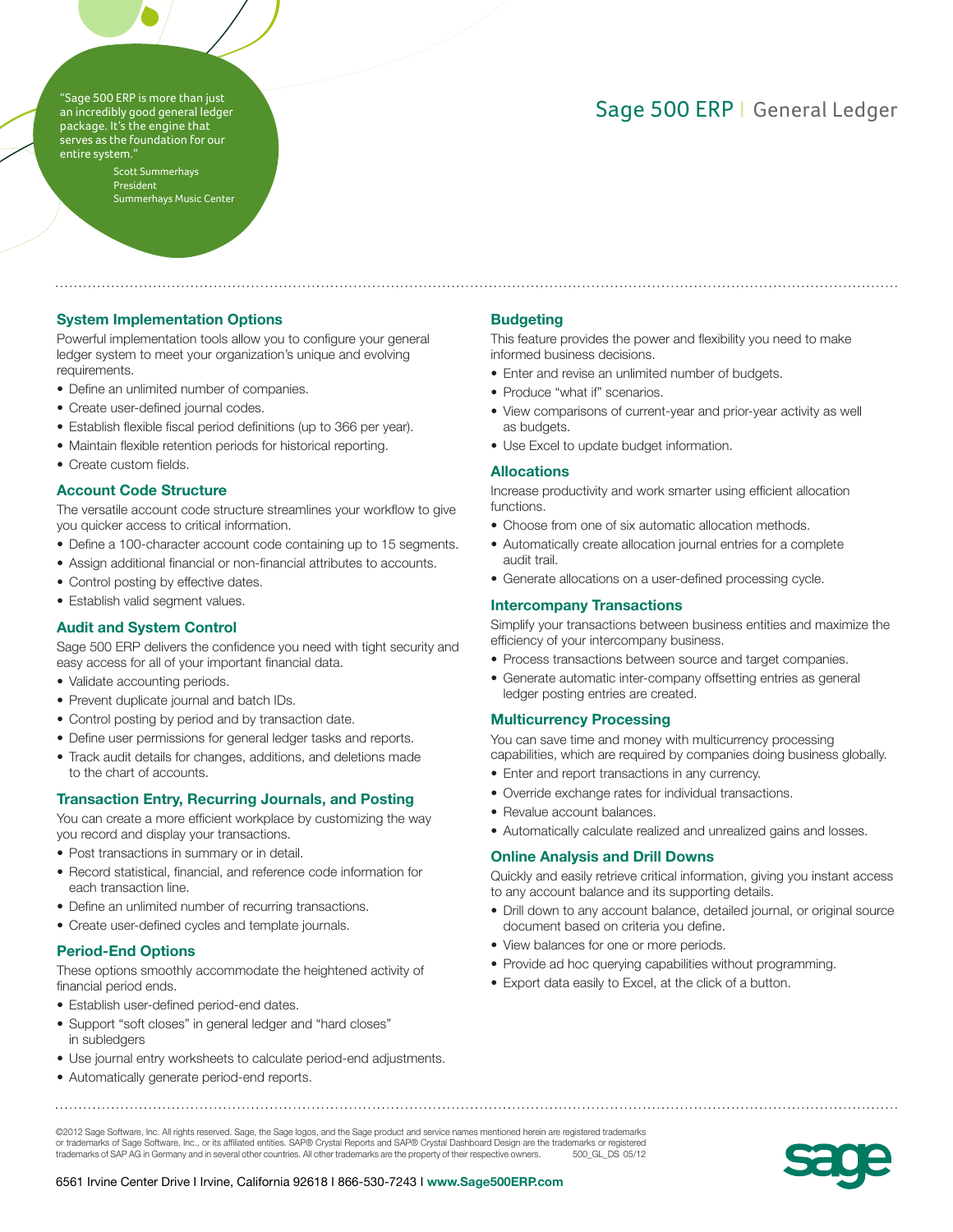"Sage 500 ERP is more than just an incredibly good general ledger package. It's the engine that serves as the foundation for our entire system."

Scott Summerhays
President
Summerhays Music Center

# Sage 500 ERP | General Ledger

## System Implementation Options

Powerful implementation tools allow you to configure your general ledger system to meet your organization's unique and evolving requirements.

- Define an unlimited number of companies.
- Create user-defined journal codes.
- Establish flexible fiscal period definitions (up to 366 per year).
- Maintain flexible retention periods for historical reporting.
- Create custom fields.

## Account Code Structure

The versatile account code structure streamlines your workflow to give you quicker access to critical information.

- Define a 100-character account code containing up to 15 segments.
- Assign additional financial or non-financial attributes to accounts.
- Control posting by effective dates.
- Establish valid segment values.

## Audit and System Control

Sage 500 ERP delivers the confidence you need with tight security and easy access for all of your important financial data.

- Validate accounting periods.
- Prevent duplicate journal and batch IDs.
- Control posting by period and by transaction date.
- Define user permissions for general ledger tasks and reports.
- Track audit details for changes, additions, and deletions made to the chart of accounts.

## Transaction Entry, Recurring Journals, and Posting

You can create a more efficient workplace by customizing the way you record and display your transactions.

- Post transactions in summary or in detail.
- Record statistical, financial, and reference code information for each transaction line.
- Define an unlimited number of recurring transactions.
- Create user-defined cycles and template journals.

## Period-End Options

These options smoothly accommodate the heightened activity of financial period ends.

- Establish user-defined period-end dates.
- Support "soft closes" in general ledger and "hard closes" in subledgers
- Use journal entry worksheets to calculate period-end adjustments.
- Automatically generate period-end reports.

## Budgeting

This feature provides the power and flexibility you need to make informed business decisions.

- Enter and revise an unlimited number of budgets.
- Produce "what if" scenarios.
- View comparisons of current-year and prior-year activity as well as budgets.
- Use Excel to update budget information.

## Allocations

Increase productivity and work smarter using efficient allocation functions.

- Choose from one of six automatic allocation methods.
- Automatically create allocation journal entries for a complete audit trail.
- Generate allocations on a user-defined processing cycle.

## Intercompany Transactions

Simplify your transactions between business entities and maximize the efficiency of your intercompany business.

- Process transactions between source and target companies.
- Generate automatic inter-company offsetting entries as general ledger posting entries are created.

## Multicurrency Processing

You can save time and money with multicurrency processing capabilities, which are required by companies doing business globally.

- Enter and report transactions in any currency.
- Override exchange rates for individual transactions.
- Revalue account balances.
- Automatically calculate realized and unrealized gains and losses.

## Online Analysis and Drill Downs

Quickly and easily retrieve critical information, giving you instant access to any account balance and its supporting details.

- Drill down to any account balance, detailed journal, or original source document based on criteria you define.
- View balances for one or more periods.
- Provide ad hoc querying capabilities without programming.
- Export data easily to Excel, at the click of a button.

©2012 Sage Software, Inc. All rights reserved. Sage, the Sage logos, and the Sage product and service names mentioned herein are registered trademarks or trademarks of Sage Software, Inc., or its affiliated entities. SAP® Crystal Reports and SAP® Crystal Dashboard Design are the trademarks or registered trademarks of SAP AG in Germany and in several other countries. All other trademarks are the property of their respective owners. 500_GL_DS 05/12

6561 Irvine Center Drive I Irvine, California 92618 I 866-530-7243 I **www.Sage500ERP.com**